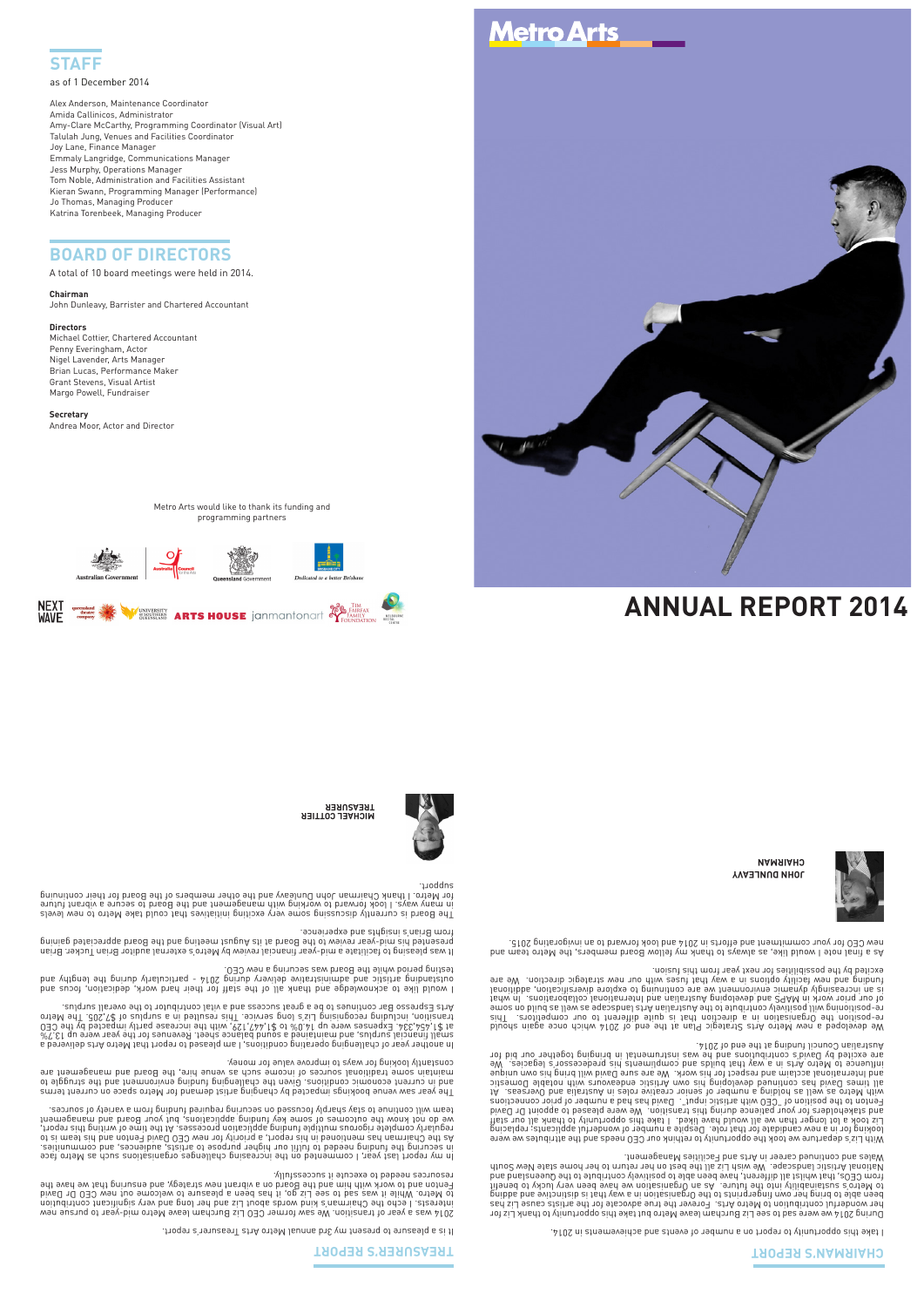## STAFF

as of 1 December 2014

Alex Anderson, Maintenance Coordinator
Amida Callinicos, Administrator
Amy-Clare McCarthy, Programming Coordinator (Visual Art)
Talulah Jung, Venues and Facilities Coordinator
Joy Lane, Finance Manager
Emmaly Langridge, Communications Manager
Jess Murphy, Operations Manager
Tom Noble, Administration and Facilities Assistant
Kieran Swann, Programming Manager (Performance)
Jo Thomas, Managing Producer
Katrina Torenbeek, Managing Producer

## BOARD OF DIRECTORS

A total of 10 board meetings were held in 2014.

**Chairman**
John Dunleavy, Barrister and Chartered Accountant

**Directors**
Michael Cottier, Chartered Accountant
Penny Everingham, Actor
Nigel Lavender, Arts Manager
Brian Lucas, Performance Maker
Grant Stevens, Visual Artist
Margo Powell, Fundraiser

**Secretary**
Andrea Moor, Actor and Director

Metro Arts would like to thank its funding and programming partners

Australian Government · Australia Council for the Arts · Queensland Government · Dedicated to a better Brisbane · Next Wave · Queensland Theatre Company · University of Southern Queensland · Arts House · janmantonart · Tim Fairfax Family Foundation

# Metro Arts

# ANNUAL REPORT 2014

## CHAIRMAN'S REPORT

I take this opportunity to report on a number of events and achievements in 2014.

During 2014 we were sad to see Liz Burcham leave Metro but take this opportunity to thank Liz for her wonderful contribution to Metro Arts. Forever the true advocate for the artists cause Liz has been able to bring her own fingerprints to the Organisation in a way that is distinctive and adding to Metro's sustainability into the future. As an Organisation we have been very lucky to benefit from CEOs, that whilst all different, have been able to positively contribute to the Queensland and National Artistic landscape. We wish Liz all the best on her return to her home state New South Wales and continued career in Arts and Facilities Management.

With Liz's departure we took the opportunity to rethink our CEO needs and the attributes we were looking for in a new candidate for that role. Despite a number of wonderful applicants; replacing Liz took a lot longer than we all would have liked. I take this opportunity to thank all our staff and stakeholders for your patience during this transition. We were pleased to appoint Dr David Fenton to the position of CEO with artistic input. David has had a number of prior connections with Metro as well as holding a number of senior creative roles in Australia and Overseas. At all times David has continued developing his own Artistic endeavours with notable Domestic and International acclaim and respect for his work. We are sure David will bring his own unique influence to Metro Arts in a way that builds and compliments his predecessor's legacies. We are excited by David's contributions and he was instrumental in bringing together our bid for Australian Council funding at the end of 2014.

We developed a new Metro Arts Strategic Plan at the end of 2014 which once again should re-position the Organisation in a direction that is quite different to our competitors. This re-positioning will positively contribute to the Australian Arts landscape as well as build on some of our prior work in MAPS and developing Australian and International collaborations. In what is an increasingly dynamic environment we are continuing to explore diversification, additional funding and new facility options in a way that fuses with our new strategic direction. We are excited by the possibilities for next year from this fusion.

As a final note I would like, as always to thank my fellow Board members, the Metro team and new CEO for your commitment and efforts in 2014 and look forward to an invigorating 2015.

**JOHN DUNLEAVY**
**CHAIRMAN**

## TREASURER'S REPORT

It is a pleasure to present my 3rd annual Metro Arts Treasurer's report.

2014 was a year of transition. We saw former CEO Liz Burcham leave Metro mid-year to pursue new interests. I echo the Chairman's kind words about Liz and her long and very significant contribution to Metro. While it was sad to see Liz go, it has been a pleasure to welcome our new CEO Dr David Fenton and to work with him and the Board on a vibrant new strategy, and ensuring that we have the resources needed to execute it successfully.

In my report last year, I commented on the increasing challenges organisations such as Metro face in securing the funding needed to fulfil our higher purpose to artists, audiences, and communities. As the Chairman has mentioned in his report, a priority for new CEO David Fenton and his team is to regularly complete rigorous multiple funding application processes. At the time of writing this report, we do not know the outcomes of some key funding applications, but your Board and management team will continue to stay sharply focussed on securing required funding from a variety of sources.

The year saw venue bookings impacted by changing artist demand for Metro space on current terms and in current economic conditions. Given the challenging funding environment and the struggle to maintain some traditional sources of income such as venue hire, the Board and management are constantly looking for ways to improve value for money.

In another year of challenging operating conditions, I am pleased to report that Metro Arts delivered a small financial surplus, and maintained a sound balance sheet. Revenues for the year were up 13.7% at $1,454,334. Expenses were up 14.0% to $1,447,129, with the increase partly impacted by the CEO transition, including recognising Liz's long service. This resulted in a surplus of $7,205. The Metro Arts Espresso Bar continues to be a great success and a vital contributor to the overall surplus.

I would like to acknowledge and thank all of the staff for their hard work, dedication, focus and outstanding artistic and administrative delivery during 2014 - particularly during the lengthy and testing period while the Board was securing a new CEO.

It was pleasing to facilitate a mid-year financial review by Metro's external auditor Brian Tucker. Brian presented his mid-year review to the Board at its August meeting and the Board appreciated gaining from Brian's insights and experience.

The Board is currently discussing some very exciting initiatives that could take Metro to new levels in many ways. I look forward to working with management and the Board to secure a vibrant future for Metro. I thank Chairman John Dunleavy and the other members of the Board for their continuing support.

**MICHAEL COTTIER**
**TREASURER**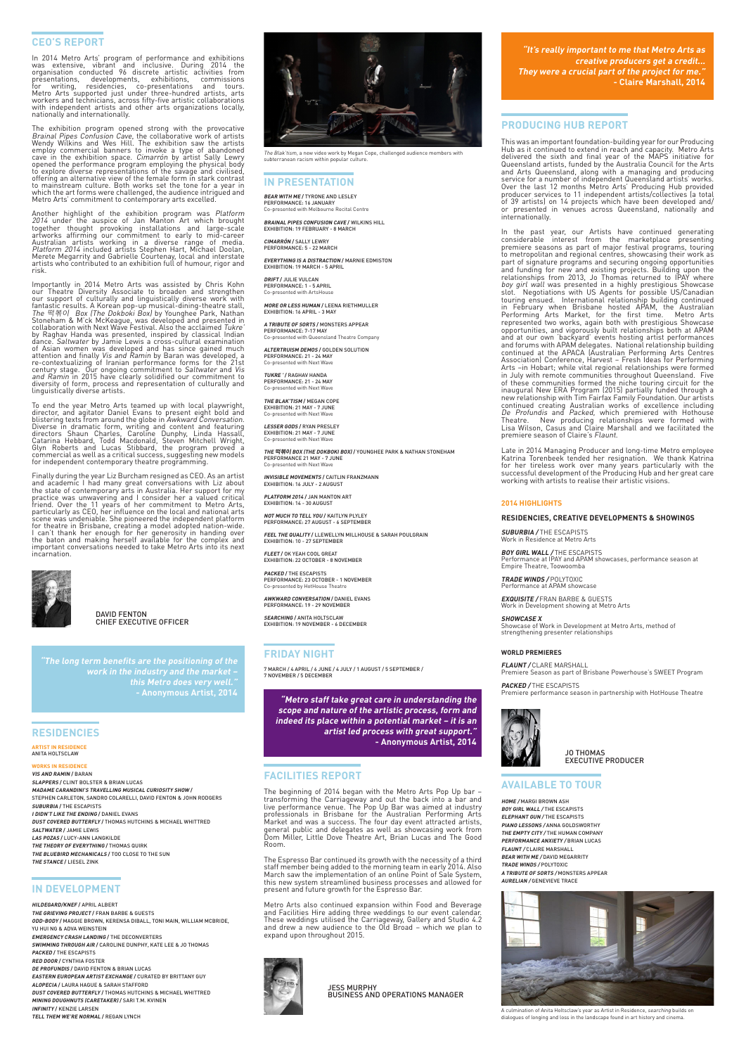## CEO'S REPORT

In 2014 Metro Arts' program of performance and exhibitions was extensive, vibrant and inclusive. During 2014 the organisation conducted 96 discrete artistic activities from presentations, developments, exhibitions, commissions for writing, residencies, co-presentations and tours. Metro Arts supported just under three-hundred artists, arts workers and technicians, across fifty-five artistic collaborations with independent artists and other arts organizations locally, nationally and internationally.

The exhibition program opened strong with the provocative *Brainal Pipes Confusion Cave*, the collaborative work of artists Wendy Wilkins and Wes Hill. The exhibition saw the artists employ commercial banners to invoke a type of abandoned cave in the exhibition space. *Cimarrón* by artist Sally Lewry opened the performance program employing the physical body to explore diverse representations of the savage and civilised, offering an alternative view of the female form in stark contrast to mainstream culture. Both works set the tone for a year in which the art forms were challenged, the audience intrigued and Metro Arts' commitment to contemporary arts excelled.

Another highlight of the exhibition program was *Platform 2014* under the auspice of Jan Manton Art which brought together thought provoking installations and large-scale artworks affirming our commitment to early to mid-career Australian artists working in a diverse range of media. *Platform 2014* included artists Stephen Hart, Michael Doolan, Merete Megarrity and Gabrielle Courtenay, local and interstate artists who contributed to an exhibition full of humour, rigor and risk.

Importantly in 2014 Metro Arts was assisted by Chris Kohn our Theatre Diversity Associate to broaden and strengthen our support of culturally and linguistically diverse work with fantastic results. A Korean pop-up musical-dining-theatre stall, *The 떡볶이 Box (The Dokboki Box)* by Younghee Park, Nathan Stoneham & M'ck McKeague, was developed and presented in collaboration with Next Wave Festival. Also the acclaimed *Tukre'* by Raghav Handa was presented, inspired by classical Indian dance. *Saltwater* by Jamie Lewis a cross-cultural examination of Asian women was developed and has since gained much attention and finally *Vis and Ramin* by Baran was developed, a re-contextualizing of Iranian performance forms for the 21st century stage. Our ongoing commitment to *Saltwater* and *Vis and Ramin* in 2015 have clearly solidified our commitment to diversity of form, process and representation of culturally and linguistically diverse artists.

To end the year Metro Arts teamed up with local playwright, director, and agitator Daniel Evans to present eight bold and blistering texts from around the globe in *Awkward Conversation*. Diverse in dramatic form, writing and content and featuring directors Shaun Charles, Caroline Dunphy, Linda Hassall, Catarina Hebbard, Todd Macdonald, Steven Mitchell Wright, Glyn Roberts and Lucas Stibbard, the program proved a commercial as well as a critical success, suggesting new models for independent contemporary theatre programming.

Finally during the year Liz Burcham resigned as CEO. As an artist and academic I had many great conversations with Liz about the state of contemporary arts in Australia. Her support for my practice was unwavering and I consider her a valued critical friend. Over the 11 years of her commitment to Metro Arts, particularly as CEO, her influence on the local and national arts scene was undeniable. She pioneered the independent platform for theatre in Brisbane, creating a model adopted nation-wide. I can't thank her enough for her generosity in handing over the baton and making herself available for the complex and important conversations needed to take Metro Arts into its next incarnation.

DAVID FENTON
CHIEF EXECUTIVE OFFICER

*"The long term benefits are the positioning of the work in the industry and the market – this Metro does very well."*
**- Anonymous Artist, 2014**

## RESIDENCIES

**ARTIST IN RESIDENCE**
ANITA HOLTSCLAW

**WORKS IN RESIDENCE**
*VIS AND RAMIN* / BARAN
*SLAPPERS* / CLINT BOLSTER & BRIAN LUCAS
*MADAME CARANDINI'S TRAVELLING MUSICAL CURIOSITY SHOW* / STEPHEN CARLETON, SANDRO COLARELLI, DAVID FENTON & JOHN RODGERS
*SUBURBIA* / THE ESCAPISTS
*I DIDN'T LIKE THE ENDING* / DANIEL EVANS
*DUST COVERED BUTTERFLY* / THOMAS HUTCHINS & MICHAEL WHITTRED
*SALTWATER* / JAMIE LEWIS
*LAS POZAS* / LUCY-ANN LANGKILDE
*THE THEORY OF EVERYTHING* / THOMAS QUIRK
*THE BLUEBIRD MECHANICALS* / TOO CLOSE TO THE SUN
*THE STANCE* / LIESEL ZINK

## IN DEVELOPMENT

*HILDEGARD/KNEF* / APRIL ALBERT
*THE GRIEVING PROJECT* / FRAN BARBE & GUESTS
*ODD-BODY* / MAGGIE BROWN, KERENSA DIBALL, TONI MAIN, WILLIAM MCBRIDE, YU HUI NG & ADVA WEINSTEIN
*EMERGENCY CRASH LANDING* / THE DECONVERTERS
*SWIMMING THROUGH AIR* / CAROLINE DUNPHY, KATE LEE & JO THOMAS
*PACKED* / THE ESCAPISTS
*RED DOOR* / CYNTHIA FOSTER
*DE PROFUNDIS* / DAVID FENTON & BRIAN LUCAS
*EASTERN EUROPEAN ARTIST EXCHANGE* / CURATED BY BRITTANY GUY
*ALOPECIA* / LAURA HAGUE & SARAH STAFFORD
*DUST COVERED BUTTERFLY* / THOMAS HUTCHINS & MICHAEL WHITTRED
*MINING DOUGHNUTS (CARETAKER)* / SARI T.M. KIVINEN
*INFINITY* / KENZIE LARSEN
*TELL THEM WE'RE NORMAL* / REGAN LYNCH

*The Blak'tism*, a new video work by Megan Cope, challenged audience members with subterranean racism within popular culture.

## IN PRESENTATION

***BEAR WITH ME*** / TYRONE AND LESLEY
PERFORMANCE: 16 JANUARY
Co-presented with Melbourne Recital Centre

***BRAINAL PIPES CONFUSION CAVE*** / WILKINS HILL
EXHIBITION: 19 FEBRUARY - 8 MARCH

***CIMARRÓN*** / SALLY LEWRY
PERFORMANCE: 5 - 22 MARCH

***EVERYTHING IS A DISTRACTION*** / MARNIE EDMISTON
EXHIBITION: 19 MARCH - 5 APRIL

***DRIFT*** / JULIE VULCAN
PERFORMANCE: 1 - 5 APRIL
Co-presented with ArtsHouse

***MORE OR LESS HUMAN*** / LEENA RIETHMULLER
EXHIBITION: 16 APRIL - 3 MAY

***A TRIBUTE OF SORTS*** / MONSTERS APPEAR
PERFORMANCE: 7-17 MAY
Co-presented with Queensland Theatre Company

***ALTERTRUISM DEMOS*** / GOLDEN SOLUTION
PERFORMANCE: 21 - 24 MAY
Co-presented with Next Wave

***TUKRE'*** / RAGHAV HANDA
PERFORMANCE: 21 - 24 MAY
Co-presented with Next Wave

***THE BLAK'TISM*** / MEGAN COPE
EXHIBITION: 21 MAY - 7 JUNE
Co-presented with Next Wave

***LESSER GODS*** / RYAN PRESLEY
EXHIBITION: 21 MAY - 7 JUNE
Co-presented with Next Wave

***THE 떡볶이 BOX (THE DOKBOKI BOX)*** / YOUNGHEE PARK & NATHAN STONEHAM
PERFORMANCE 21 MAY - 7 JUNE
Co-presented with Next Wave

***INVISIBLE MOVEMENTS*** / CAITLIN FRANZMANN
EXHIBITION: 16 JULY - 2 AUGUST

***PLATFORM 2014*** / JAN MANTON ART
EXHIBITION: 14 - 30 AUGUST

***NOT MUCH TO TELL YOU*** / KAITLYN PLYLEY
PERFORMANCE: 27 AUGUST - 6 SEPTEMBER

***FEEL THE QUALITY*** / LLEWELLYN MILLHOUSE & SARAH POULGRAIN
EXHIBITION: 10 - 27 SEPTEMBER

***FLEET*** / OK YEAH COOL GREAT
EXHIBITION: 22 OCTOBER - 8 NOVEMBER

***PACKED*** / THE ESCAPISTS
PERFORMANCE: 23 OCTOBER - 1 NOVEMBER
Co-presented by HotHouse Theatre

***AWKWARD CONVERSATION*** / DANIEL EVANS
PERFORMANCE: 19 - 29 NOVEMBER

***SEARCHING*** / ANITA HOLTSCLAW
EXHIBITION: 19 NOVEMBER - 6 DECEMBER

## FRIDAY NIGHT

7 MARCH / 4 APRIL / 6 JUNE / 4 JULY / 1 AUGUST / 5 SEPTEMBER / 7 NOVEMBER / 5 DECEMBER

*"Metro staff take great care in understanding the scope and nature of the artistic process, form and indeed its place within a potential market – it is an artist led process with great support."*
**- Anonymous Artist, 2014**

## FACILITIES REPORT

The beginning of 2014 began with the Metro Arts Pop Up bar – transforming the Carriageway and out the back into a bar and live performance venue. The Pop Up Bar was aimed at industry professionals in Brisbane for the Australian Performing Arts Market and was a success. The four day event attracted artists, general public and delegates as well as showcasing work from Dom Miller, Little Dove Theatre Art, Brian Lucas and The Good Room.

The Espresso Bar continued its growth with the necessity of a third staff member being added to the morning team in early 2014. Also March saw the implementation of an online Point of Sale System, this new system streamlined business processes and allowed for present and future growth for the Espresso Bar.

Metro Arts also continued expansion within Food and Beverage and Facilities Hire adding three weddings to our event calendar. These weddings utilised the Carriageway, Gallery and Studio 4.2 and drew a new audience to the Old Broad – which we plan to expand upon throughout 2015.

JESS MURPHY
BUSINESS AND OPERATIONS MANAGER

*"It's really important to me that Metro Arts as creative producers get a credit... They were a crucial part of the project for me."*
**- Claire Marshall, 2014**

## PRODUCING HUB REPORT

This was an important foundation-building year for our Producing Hub as it continued to extend in reach and capacity. Metro Arts delivered the sixth and final year of the MAPS initiative for Queensland artists, funded by the Australia Council for the Arts and Arts Queensland, along with a managing and producing service for a number of independent Queensland artists' works. Over the last 12 months Metro Arts' Producing Hub provided producer services to 11 independent artists/collectives (a total of 39 artists) on 14 projects which have been developed and/or presented in venues across Queensland, nationally and internationally.

In the past year, our Artists have continued generating considerable interest from the marketplace presenting premiere seasons as part of major festival programs, touring to metropolitan and regional centres, showcasing their work as part of signature programs and securing ongoing opportunities and funding for new and existing projects. Building upon the relationships from 2013, Jo Thomas returned to IPAY where *boy girl wall* was presented in a highly prestigious Showcase slot. Negotiations with US Agents for possible US/Canadian touring ensued. International relationship building continued in February when Brisbane hosted APAM, the Australian Performing Arts Market, for the first time. Metro Arts represented two works, again both with prestigious Showcase opportunities, and vigorously built relationships both at APAM and at our own 'backyard' events hosting artist performances and forums with APAM delegates. National relationship building continued at the APACA (Australian Performing Arts Centres Association) Conference, Harvest – Fresh Ideas for Performing Arts –in Hobart; while vital regional relationships were formed in July with remote communities throughout Queensland. Five of these communities formed the niche touring circuit for the inaugural New ERA Program (2015) partially funded through a new relationship with Tim Fairfax Family Foundation. Our artists continued creating Australian works of excellence including *De Profundis* and *Packed*, which premiered with Hothouse Theatre. New producing relationships were formed with Lisa Wilson, Casus and Claire Marshall and we facilitated the premiere season of Claire's *Flaunt*.

Late in 2014 Managing Producer and long-time Metro employee Katrina Torenbeek tended her resignation. We thank Katrina for her tireless work over many years particularly with the successful development of the Producing Hub and her great care working with artists to realise their artistic visions.

### 2014 HIGHLIGHTS

#### RESIDENCIES, CREATIVE DEVELOPMENTS & SHOWINGS

***SUBURBIA*** / THE ESCAPISTS
Work in Residence at Metro Arts

***BOY GIRL WALL*** / THE ESCAPISTS
Performance at IPAY and APAM showcases, performance season at Empire Theatre, Toowoomba

***TRADE WINDS*** / POLYTOXIC
Performance at APAM showcase

***EXQUISITE*** / FRAN BARBE & GUESTS
Work in Development showing at Metro Arts

***SHOWCASE X***
Showcase of Work in Development at Metro Arts, method of strengthening presenter relationships

#### WORLD PREMIERES

***FLAUNT*** / CLARE MARSHALL
Premiere Season as part of Brisbane Powerhouse's SWEET Program

***PACKED*** / THE ESCAPISTS
Premiere performance season in partnership with HotHouse Theatre

JO THOMAS
EXECUTIVE PRODUCER

## AVAILABLE TO TOUR

*HOME* / MARGI BROWN ASH
*BOY GIRL WALL* / THE ESCAPISTS
*ELEPHANT GUN* / THE ESCAPISTS
*PIANO LESSONS* / ANNA GOLDSWORTHY
*THE EMPTY CITY* / THE HUMAN COMPANY
*PERFORMANCE ANXIETY* / BRIAN LUCAS
*FLAUNT* / CLAIRE MARSHALL
*BEAR WITH ME* / DAVID MEGARRITY
*TRADE WINDS* / POLYTOXIC
*A TRIBUTE OF SORTS* / MONSTERS APPEAR
*AURELIAN* / GENEVIEVE TRACE

A culmination of Anita Holtsclaw's year as Artist in Residence, *searching* builds on dialogues of longing and loss in the landscape found in art history and cinema.